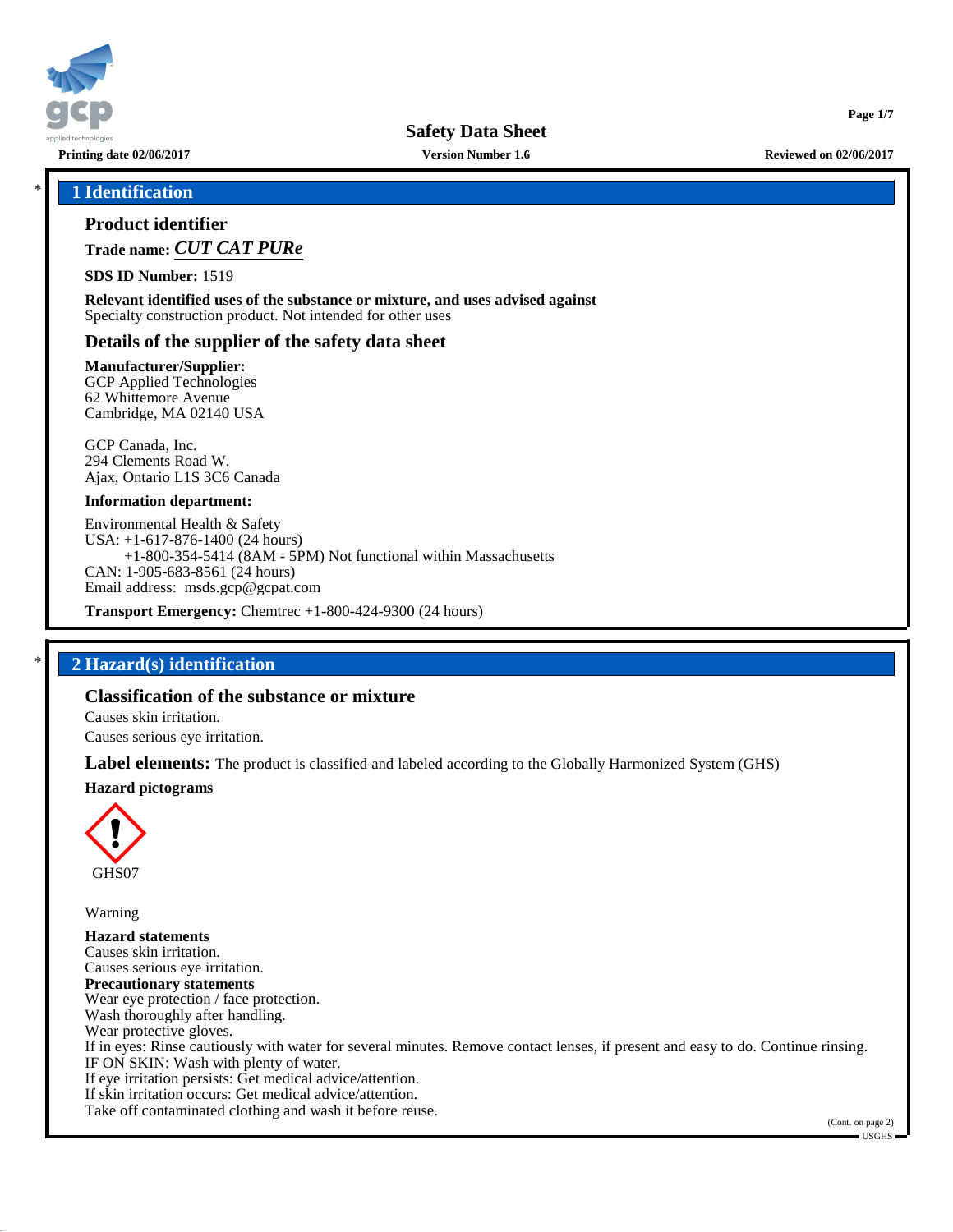# Safety Data Sheet

Printing date 02/06/2017 | Version Number 1.6 | Reviewed on 02/06/2017

## 1 Identification

### Product identifier

**Trade name:** ***CUT CAT PURe***

**SDS ID Number:** 1519

**Relevant identified uses of the substance or mixture, and uses advised against**
Specialty construction product. Not intended for other uses

### Details of the supplier of the safety data sheet

**Manufacturer/Supplier:**
GCP Applied Technologies
62 Whittemore Avenue
Cambridge, MA 02140 USA

GCP Canada, Inc.
294 Clements Road W.
Ajax, Ontario L1S 3C6 Canada

**Information department:**

Environmental Health & Safety
USA: +1-617-876-1400 (24 hours)
+1-800-354-5414 (8AM - 5PM) Not functional within Massachusetts
CAN: 1-905-683-8561 (24 hours)
Email address: msds.gcp@gcpat.com

**Transport Emergency:** Chemtrec +1-800-424-9300 (24 hours)

## 2 Hazard(s) identification

### Classification of the substance or mixture

Causes skin irritation.
Causes serious eye irritation.

**Label elements:** The product is classified and labeled according to the Globally Harmonized System (GHS)

**Hazard pictograms**

GHS07

Warning

**Hazard statements**
Causes skin irritation.
Causes serious eye irritation.

**Precautionary statements**
Wear eye protection / face protection.
Wash thoroughly after handling.
Wear protective gloves.
If in eyes: Rinse cautiously with water for several minutes. Remove contact lenses, if present and easy to do. Continue rinsing.
IF ON SKIN: Wash with plenty of water.
If eye irritation persists: Get medical advice/attention.
If skin irritation occurs: Get medical advice/attention.
Take off contaminated clothing and wash it before reuse.

(Cont. on page 2)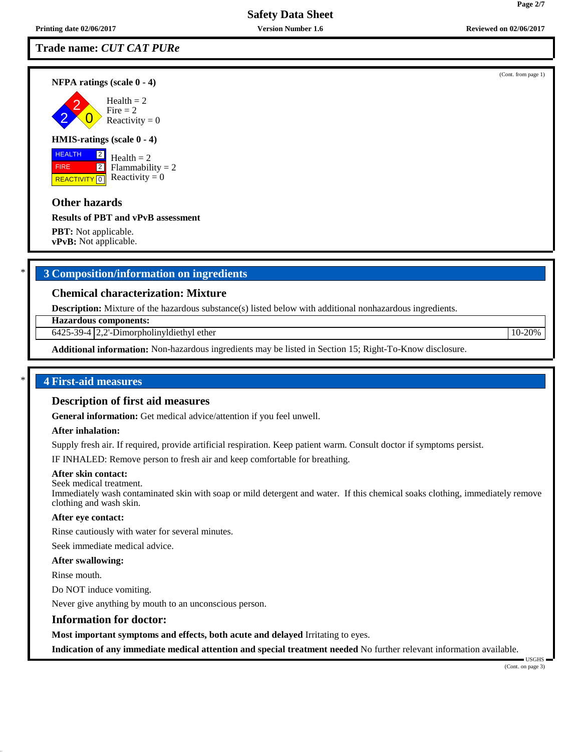## Trade name: *CUT CAT PURe*

(Cont. from page 1)

**NFPA ratings (scale 0 - 4)**

Health = 2
Fire = 2
Reactivity = 0

**HMIS-ratings (scale 0 - 4)**

HEALTH 2
FIRE 2
REACTIVITY 0

Health = 2
Flammability = 2
Reactivity = 0

### Other hazards

**Results of PBT and vPvB assessment**

**PBT:** Not applicable.
**vPvB:** Not applicable.

## 3 Composition/information on ingredients

### Chemical characterization: Mixture

**Description:** Mixture of the hazardous substance(s) listed below with additional nonhazardous ingredients.

| **Hazardous components:** | | |
|---|---|---|
| 6425-39-4 | 2,2'-Dimorpholinyldiethyl ether | 10-20% |

**Additional information:** Non-hazardous ingredients may be listed in Section 15; Right-To-Know disclosure.

## 4 First-aid measures

### Description of first aid measures

**General information:** Get medical advice/attention if you feel unwell.

**After inhalation:**

Supply fresh air. If required, provide artificial respiration. Keep patient warm. Consult doctor if symptoms persist.

IF INHALED: Remove person to fresh air and keep comfortable for breathing.

**After skin contact:**
Seek medical treatment.
Immediately wash contaminated skin with soap or mild detergent and water. If this chemical soaks clothing, immediately remove clothing and wash skin.

**After eye contact:**

Rinse cautiously with water for several minutes.

Seek immediate medical advice.

**After swallowing:**

Rinse mouth.

Do NOT induce vomiting.

Never give anything by mouth to an unconscious person.

### Information for doctor:

**Most important symptoms and effects, both acute and delayed** Irritating to eyes.

**Indication of any immediate medical attention and special treatment needed** No further relevant information available.

(Cont. on page 3)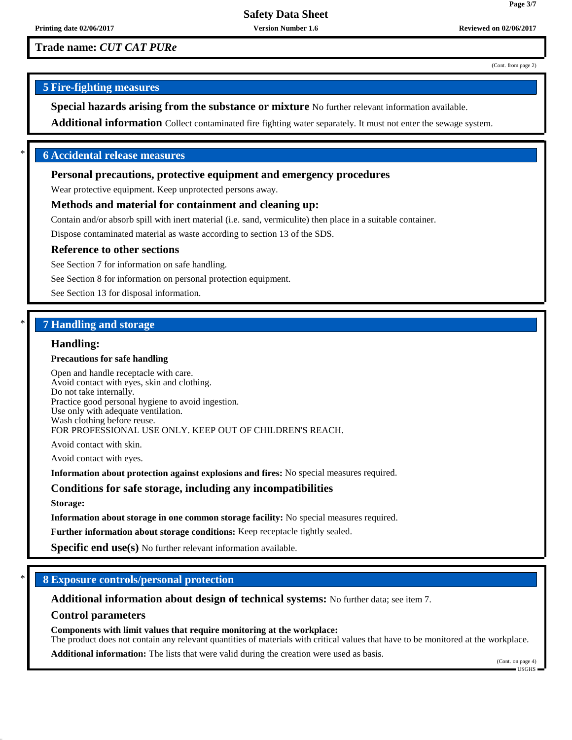**Trade name:** ***CUT CAT PURe***

(Cont. from page 2)

## 5 Fire-fighting measures

**Special hazards arising from the substance or mixture** No further relevant information available.

**Additional information** Collect contaminated fire fighting water separately. It must not enter the sewage system.

## * 6 Accidental release measures

**Personal precautions, protective equipment and emergency procedures**

Wear protective equipment. Keep unprotected persons away.

**Methods and material for containment and cleaning up:**

Contain and/or absorb spill with inert material (i.e. sand, vermiculite) then place in a suitable container.

Dispose contaminated material as waste according to section 13 of the SDS.

**Reference to other sections**

See Section 7 for information on safe handling.

See Section 8 for information on personal protection equipment.

See Section 13 for disposal information.

## * 7 Handling and storage

**Handling:**

**Precautions for safe handling**

Open and handle receptacle with care.
Avoid contact with eyes, skin and clothing.
Do not take internally.
Practice good personal hygiene to avoid ingestion.
Use only with adequate ventilation.
Wash clothing before reuse.
FOR PROFESSIONAL USE ONLY. KEEP OUT OF CHILDREN'S REACH.

Avoid contact with skin.

Avoid contact with eyes.

**Information about protection against explosions and fires:** No special measures required.

**Conditions for safe storage, including any incompatibilities**

**Storage:**

**Information about storage in one common storage facility:** No special measures required.

**Further information about storage conditions:** Keep receptacle tightly sealed.

**Specific end use(s)** No further relevant information available.

## * 8 Exposure controls/personal protection

**Additional information about design of technical systems:** No further data; see item 7.

**Control parameters**

**Components with limit values that require monitoring at the workplace:**
The product does not contain any relevant quantities of materials with critical values that have to be monitored at the workplace.

**Additional information:** The lists that were valid during the creation were used as basis.

(Cont. on page 4)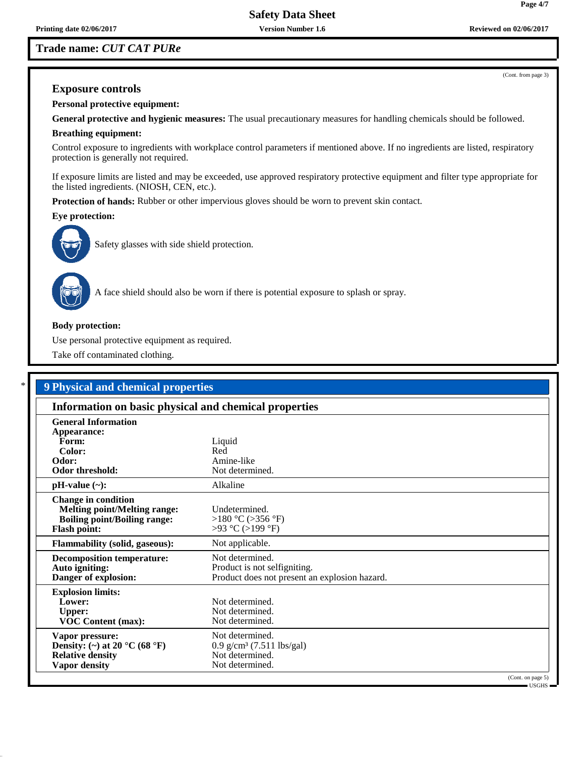**Trade name: *CUT CAT PURe***

(Cont. from page 3)

### Exposure controls

**Personal protective equipment:**

**General protective and hygienic measures:** The usual precautionary measures for handling chemicals should be followed.

**Breathing equipment:**

Control exposure to ingredients with workplace control parameters if mentioned above. If no ingredients are listed, respiratory protection is generally not required.

If exposure limits are listed and may be exceeded, use approved respiratory protective equipment and filter type appropriate for the listed ingredients. (NIOSH, CEN, etc.).

**Protection of hands:** Rubber or other impervious gloves should be worn to prevent skin contact.

**Eye protection:**

Safety glasses with side shield protection.

A face shield should also be worn if there is potential exposure to splash or spray.

**Body protection:**

Use personal protective equipment as required.

Take off contaminated clothing.

## * 9 Physical and chemical properties

### Information on basic physical and chemical properties

| Property | Value |
|---|---|
| **General Information** | |
| **Appearance:** | |
| **Form:** | Liquid |
| **Color:** | Red |
| **Odor:** | Amine-like |
| **Odor threshold:** | Not determined. |
| **pH-value (~):** | Alkaline |
| **Change in condition** | |
| **Melting point/Melting range:** | Undetermined. |
| **Boiling point/Boiling range:** | >180 °C (>356 °F) |
| **Flash point:** | >93 °C (>199 °F) |
| **Flammability (solid, gaseous):** | Not applicable. |
| **Decomposition temperature:** | Not determined. |
| **Auto igniting:** | Product is not selfigniting. |
| **Danger of explosion:** | Product does not present an explosion hazard. |
| **Explosion limits:** | |
| **Lower:** | Not determined. |
| **Upper:** | Not determined. |
| **VOC Content (max):** | Not determined. |
| **Vapor pressure:** | Not determined. |
| **Density: (~) at 20 °C (68 °F)** | 0.9 g/cm³ (7.511 lbs/gal) |
| **Relative density** | Not determined. |
| **Vapor density** | Not determined. |

(Cont. on page 5)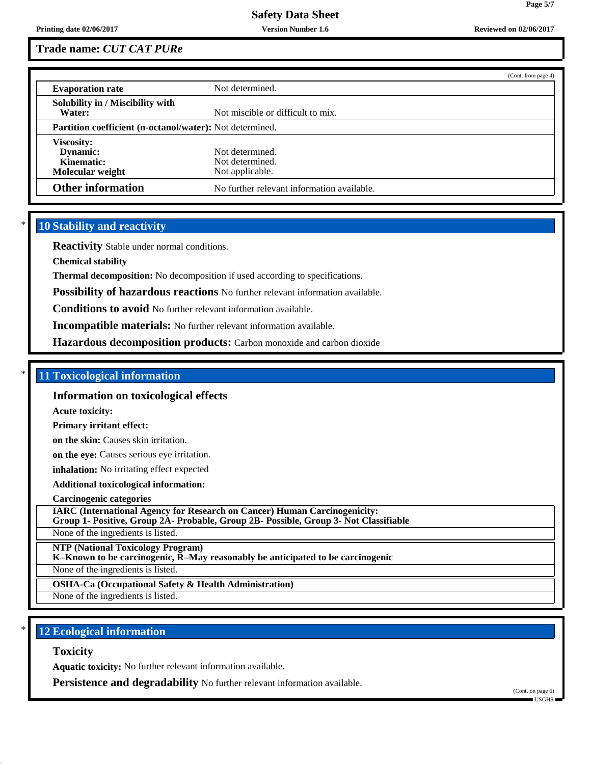**Trade name: *CUT CAT PURe***

(Cont. from page 4)

| | |
|---|---|
| **Evaporation rate** | Not determined. |
| **Solubility in / Miscibility with Water:** | Not miscible or difficult to mix. |
| **Partition coefficient (n-octanol/water):** | Not determined. |
| **Viscosity:** | |
| **Dynamic:** | Not determined. |
| **Kinematic:** | Not determined. |
| **Molecular weight** | Not applicable. |
| **Other information** | No further relevant information available. |

## * 10 Stability and reactivity

**Reactivity** Stable under normal conditions.

**Chemical stability**

**Thermal decomposition:** No decomposition if used according to specifications.

**Possibility of hazardous reactions** No further relevant information available.

**Conditions to avoid** No further relevant information available.

**Incompatible materials:** No further relevant information available.

**Hazardous decomposition products:** Carbon monoxide and carbon dioxide

## * 11 Toxicological information

### Information on toxicological effects

**Acute toxicity:**

**Primary irritant effect:**

**on the skin:** Causes skin irritation.

**on the eye:** Causes serious eye irritation.

**inhalation:** No irritating effect expected

**Additional toxicological information:**

**Carcinogenic categories**

| **IARC (International Agency for Research on Cancer) Human Carcinogenicity: Group 1- Positive, Group 2A- Probable, Group 2B- Possible, Group 3- Not Classifiable** |
|---|
| None of the ingredients is listed. |

| **NTP (National Toxicology Program) K–Known to be carcinogenic, R–May reasonably be anticipated to be carcinogenic** |
|---|
| None of the ingredients is listed. |

| **OSHA-Ca (Occupational Safety & Health Administration)** |
|---|
| None of the ingredients is listed. |

## * 12 Ecological information

### Toxicity

**Aquatic toxicity:** No further relevant information available.

**Persistence and degradability** No further relevant information available.

(Cont. on page 6)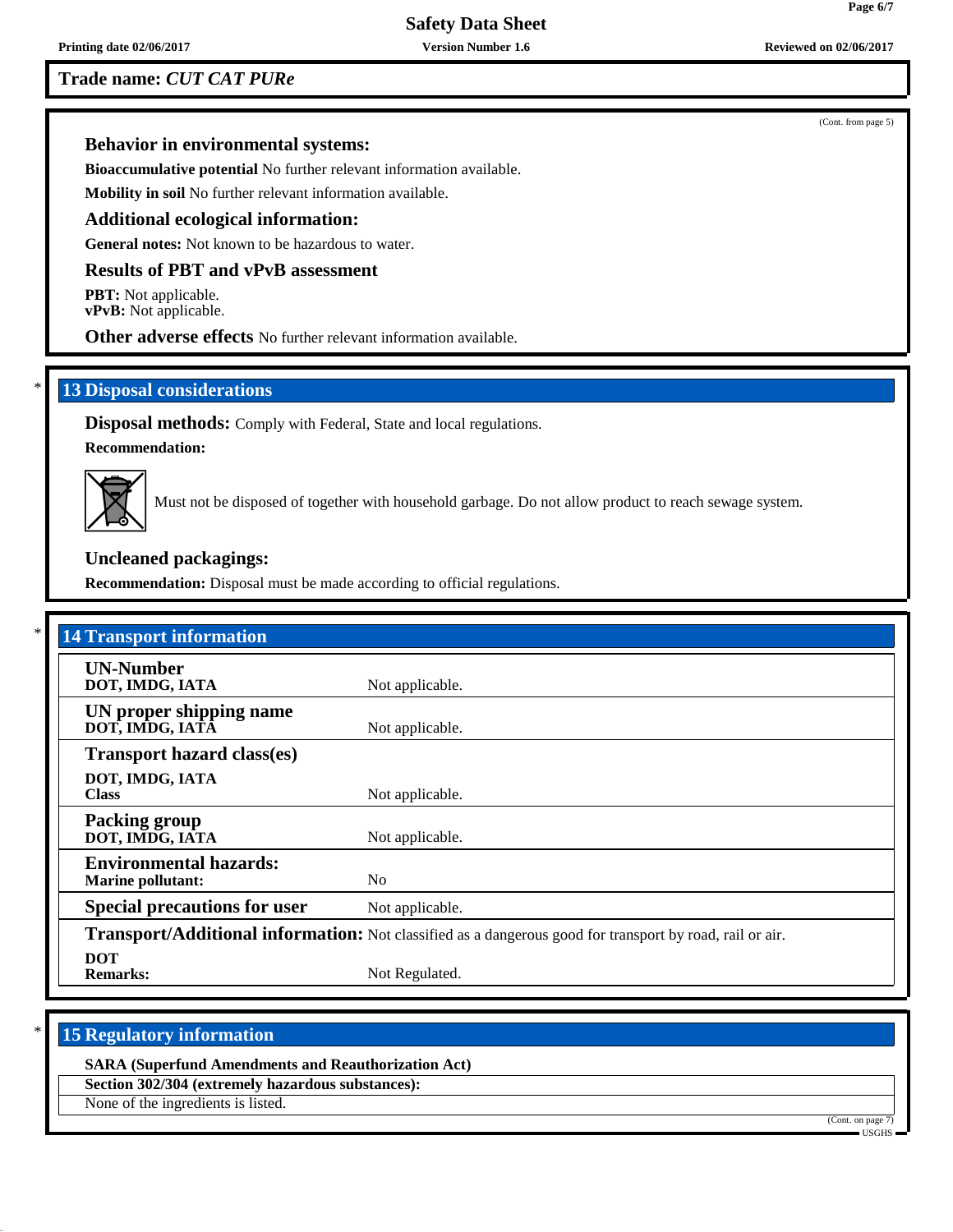**Trade name:** ***CUT CAT PURe***

(Cont. from page 5)

### Behavior in environmental systems:

**Bioaccumulative potential** No further relevant information available.

**Mobility in soil** No further relevant information available.

### Additional ecological information:

**General notes:** Not known to be hazardous to water.

### Results of PBT and vPvB assessment

**PBT:** Not applicable.
**vPvB:** Not applicable.

**Other adverse effects** No further relevant information available.

## 13 Disposal considerations

**Disposal methods:** Comply with Federal, State and local regulations.

**Recommendation:**

Must not be disposed of together with household garbage. Do not allow product to reach sewage system.

### Uncleaned packagings:

**Recommendation:** Disposal must be made according to official regulations.

## 14 Transport information

| | |
|---|---|
| **UN-Number**<br>**DOT, IMDG, IATA** | Not applicable. |
| **UN proper shipping name**<br>**DOT, IMDG, IATA** | Not applicable. |
| **Transport hazard class(es)** | |
| **DOT, IMDG, IATA**<br>**Class** | Not applicable. |
| **Packing group**<br>**DOT, IMDG, IATA** | Not applicable. |
| **Environmental hazards:**<br>**Marine pollutant:** | No |
| **Special precautions for user** | Not applicable. |
| **Transport/Additional information:** | Not classified as a dangerous good for transport by road, rail or air. |
| **DOT**<br>**Remarks:** | Not Regulated. |

## 15 Regulatory information

**SARA (Superfund Amendments and Reauthorization Act)**

**Section 302/304 (extremely hazardous substances):**

None of the ingredients is listed.

(Cont. on page 7)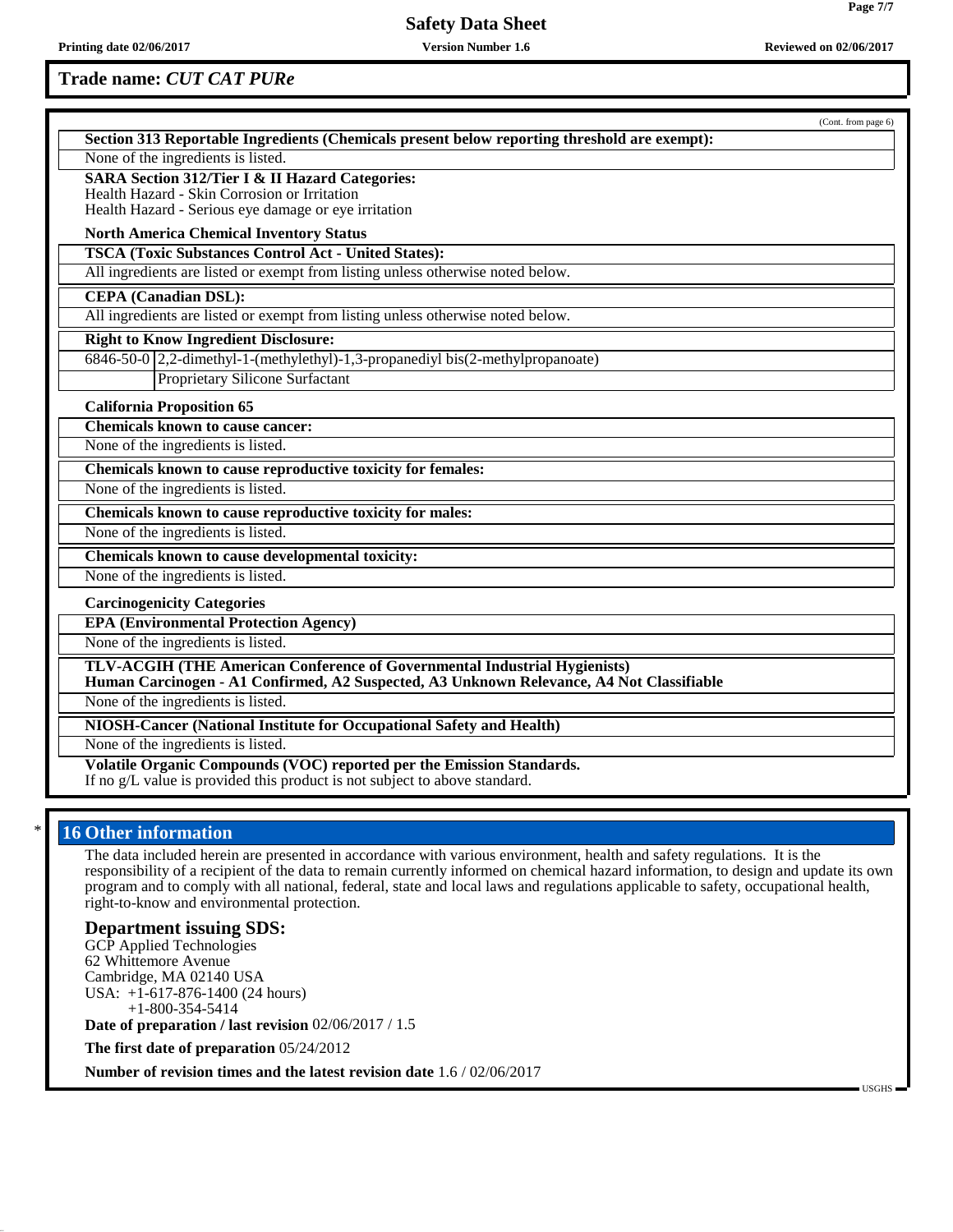**Trade name: *CUT CAT PURe***

(Cont. from page 6)

**Section 313 Reportable Ingredients (Chemicals present below reporting threshold are exempt):**

None of the ingredients is listed.

**SARA Section 312/Tier I & II Hazard Categories:**

Health Hazard - Skin Corrosion or Irritation

Health Hazard - Serious eye damage or eye irritation

**North America Chemical Inventory Status**

**TSCA (Toxic Substances Control Act - United States):**

All ingredients are listed or exempt from listing unless otherwise noted below.

**CEPA (Canadian DSL):**

All ingredients are listed or exempt from listing unless otherwise noted below.

**Right to Know Ingredient Disclosure:**

| | |
|---|---|
| 6846-50-0 | 2,2-dimethyl-1-(methylethyl)-1,3-propanediyl bis(2-methylpropanoate) |
| | Proprietary Silicone Surfactant |

**California Proposition 65**

**Chemicals known to cause cancer:**

None of the ingredients is listed.

**Chemicals known to cause reproductive toxicity for females:**

None of the ingredients is listed.

**Chemicals known to cause reproductive toxicity for males:**

None of the ingredients is listed.

**Chemicals known to cause developmental toxicity:**

None of the ingredients is listed.

**Carcinogenicity Categories**

**EPA (Environmental Protection Agency)**

None of the ingredients is listed.

**TLV-ACGIH (THE American Conference of Governmental Industrial Hygienists)**
**Human Carcinogen - A1 Confirmed, A2 Suspected, A3 Unknown Relevance, A4 Not Classifiable**

None of the ingredients is listed.

**NIOSH-Cancer (National Institute for Occupational Safety and Health)**

None of the ingredients is listed.

**Volatile Organic Compounds (VOC) reported per the Emission Standards.**

If no g/L value is provided this product is not subject to above standard.

## * 16 Other information

The data included herein are presented in accordance with various environment, health and safety regulations. It is the responsibility of a recipient of the data to remain currently informed on chemical hazard information, to design and update its own program and to comply with all national, federal, state and local laws and regulations applicable to safety, occupational health, right-to-know and environmental protection.

### Department issuing SDS:

GCP Applied Technologies
62 Whittemore Avenue
Cambridge, MA 02140 USA
USA: +1-617-876-1400 (24 hours)
+1-800-354-5414

**Date of preparation / last revision** 02/06/2017 / 1.5

**The first date of preparation** 05/24/2012

**Number of revision times and the latest revision date** 1.6 / 02/06/2017